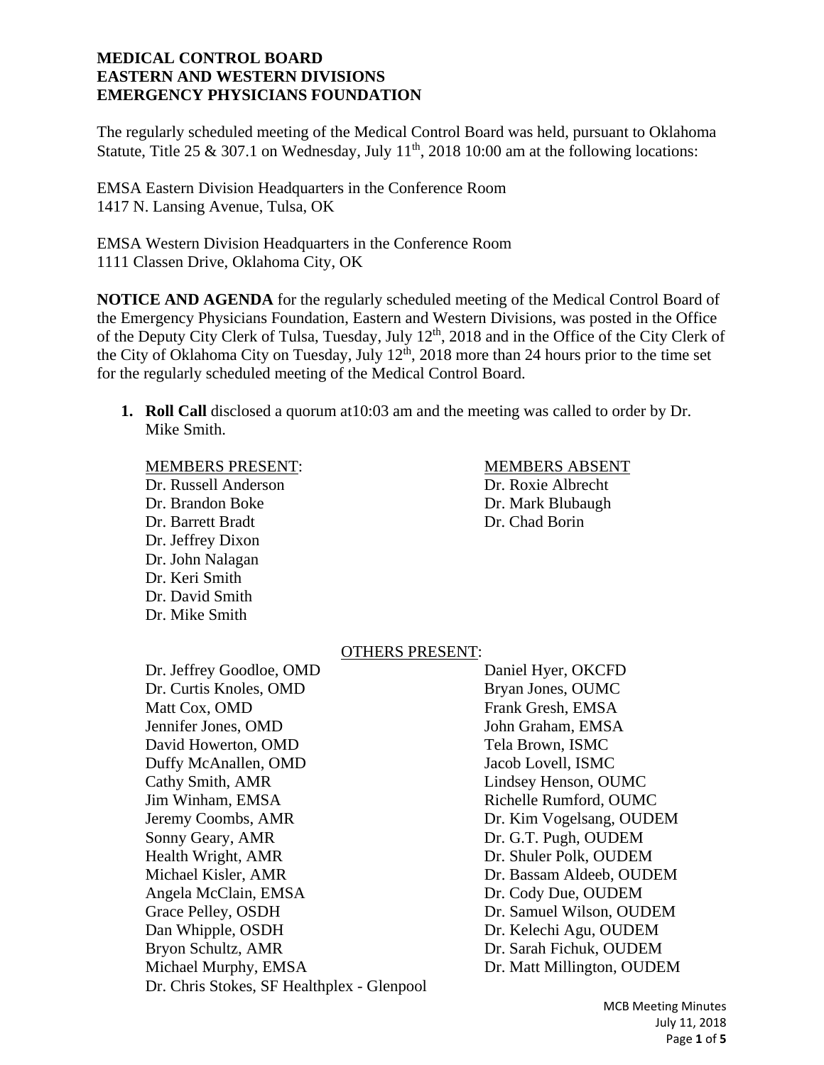**MEDICAL CONTROL BOARD**
**EASTERN AND WESTERN DIVISIONS**
**EMERGENCY PHYSICIANS FOUNDATION**

The regularly scheduled meeting of the Medical Control Board was held, pursuant to Oklahoma Statute, Title 25 & 307.1 on Wednesday, July 11th, 2018 10:00 am at the following locations:

EMSA Eastern Division Headquarters in the Conference Room
1417 N. Lansing Avenue, Tulsa, OK

EMSA Western Division Headquarters in the Conference Room
1111 Classen Drive, Oklahoma City, OK

**NOTICE AND AGENDA** for the regularly scheduled meeting of the Medical Control Board of the Emergency Physicians Foundation, Eastern and Western Divisions, was posted in the Office of the Deputy City Clerk of Tulsa, Tuesday, July 12th, 2018 and in the Office of the City Clerk of the City of Oklahoma City on Tuesday, July 12th, 2018 more than 24 hours prior to the time set for the regularly scheduled meeting of the Medical Control Board.

1. **Roll Call** disclosed a quorum at10:03 am and the meeting was called to order by Dr. Mike Smith.

MEMBERS PRESENT:
Dr. Russell Anderson
Dr. Brandon Boke
Dr. Barrett Bradt
Dr. Jeffrey Dixon
Dr. John Nalagan
Dr. Keri Smith
Dr. David Smith
Dr. Mike Smith

MEMBERS ABSENT
Dr. Roxie Albrecht
Dr. Mark Blubaugh
Dr. Chad Borin

OTHERS PRESENT:

Dr. Jeffrey Goodloe, OMD
Dr. Curtis Knoles, OMD
Matt Cox, OMD
Jennifer Jones, OMD
David Howerton, OMD
Duffy McAnallen, OMD
Cathy Smith, AMR
Jim Winham, EMSA
Jeremy Coombs, AMR
Sonny Geary, AMR
Health Wright, AMR
Michael Kisler, AMR
Angela McClain, EMSA
Grace Pelley, OSDH
Dan Whipple, OSDH
Bryon Schultz, AMR
Michael Murphy, EMSA
Dr. Chris Stokes, SF Healthplex - Glenpool

Daniel Hyer, OKCFD
Bryan Jones, OUMC
Frank Gresh, EMSA
John Graham, EMSA
Tela Brown, ISMC
Jacob Lovell, ISMC
Lindsey Henson, OUMC
Richelle Rumford, OUMC
Dr. Kim Vogelsang, OUDEM
Dr. G.T. Pugh, OUDEM
Dr. Shuler Polk, OUDEM
Dr. Bassam Aldeeb, OUDEM
Dr. Cody Due, OUDEM
Dr. Samuel Wilson, OUDEM
Dr. Kelechi Agu, OUDEM
Dr. Sarah Fichuk, OUDEM
Dr. Matt Millington, OUDEM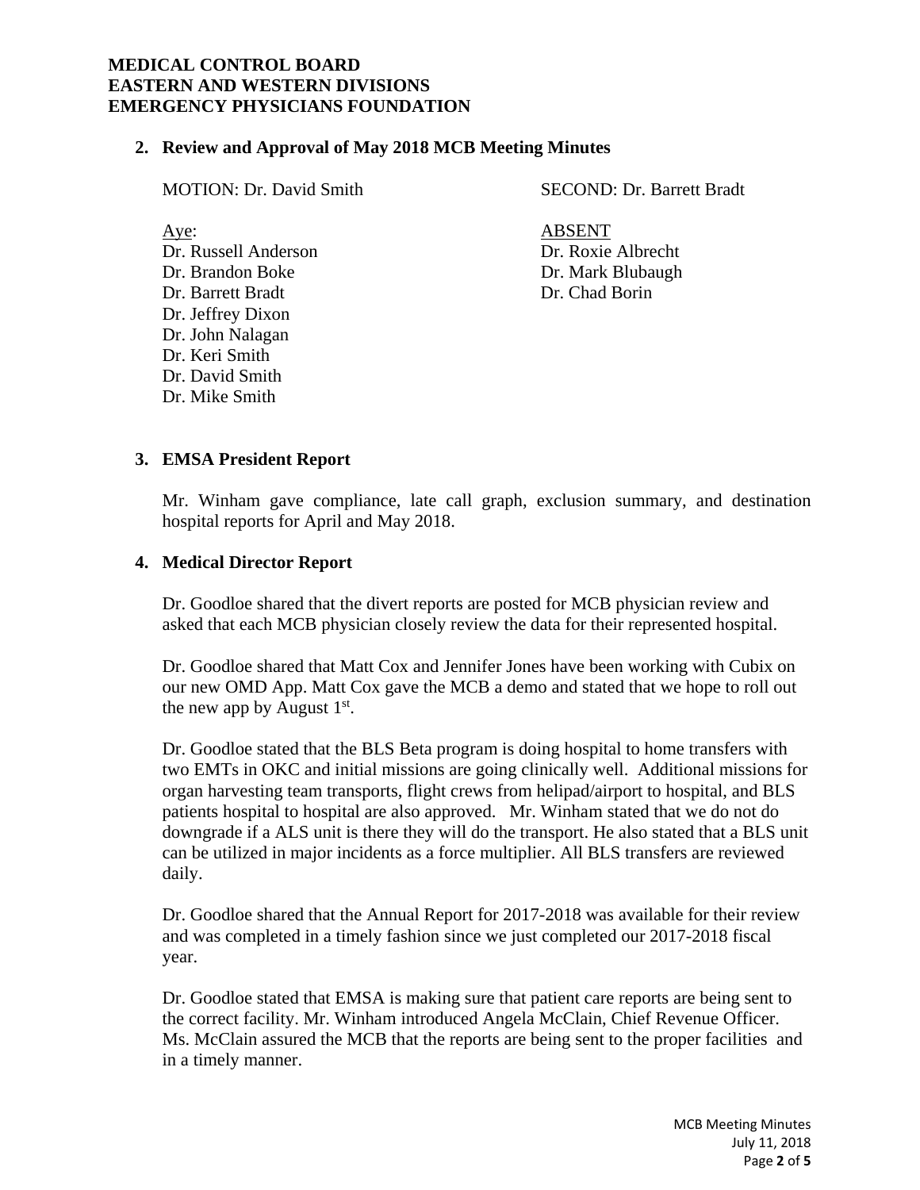**MEDICAL CONTROL BOARD**
**EASTERN AND WESTERN DIVISIONS**
**EMERGENCY PHYSICIANS FOUNDATION**

## 2. Review and Approval of May 2018 MCB Meeting Minutes

MOTION: Dr. David Smith

SECOND: Dr. Barrett Bradt

Aye:
Dr. Russell Anderson
Dr. Brandon Boke
Dr. Barrett Bradt
Dr. Jeffrey Dixon
Dr. John Nalagan
Dr. Keri Smith
Dr. David Smith
Dr. Mike Smith

ABSENT
Dr. Roxie Albrecht
Dr. Mark Blubaugh
Dr. Chad Borin

## 3. EMSA President Report

Mr. Winham gave compliance, late call graph, exclusion summary, and destination hospital reports for April and May 2018.

## 4. Medical Director Report

Dr. Goodloe shared that the divert reports are posted for MCB physician review and asked that each MCB physician closely review the data for their represented hospital.

Dr. Goodloe shared that Matt Cox and Jennifer Jones have been working with Cubix on our new OMD App. Matt Cox gave the MCB a demo and stated that we hope to roll out the new app by August 1st.

Dr. Goodloe stated that the BLS Beta program is doing hospital to home transfers with two EMTs in OKC and initial missions are going clinically well. Additional missions for organ harvesting team transports, flight crews from helipad/airport to hospital, and BLS patients hospital to hospital are also approved. Mr. Winham stated that we do not do downgrade if a ALS unit is there they will do the transport. He also stated that a BLS unit can be utilized in major incidents as a force multiplier. All BLS transfers are reviewed daily.

Dr. Goodloe shared that the Annual Report for 2017-2018 was available for their review and was completed in a timely fashion since we just completed our 2017-2018 fiscal year.

Dr. Goodloe stated that EMSA is making sure that patient care reports are being sent to the correct facility. Mr. Winham introduced Angela McClain, Chief Revenue Officer. Ms. McClain assured the MCB that the reports are being sent to the proper facilities and in a timely manner.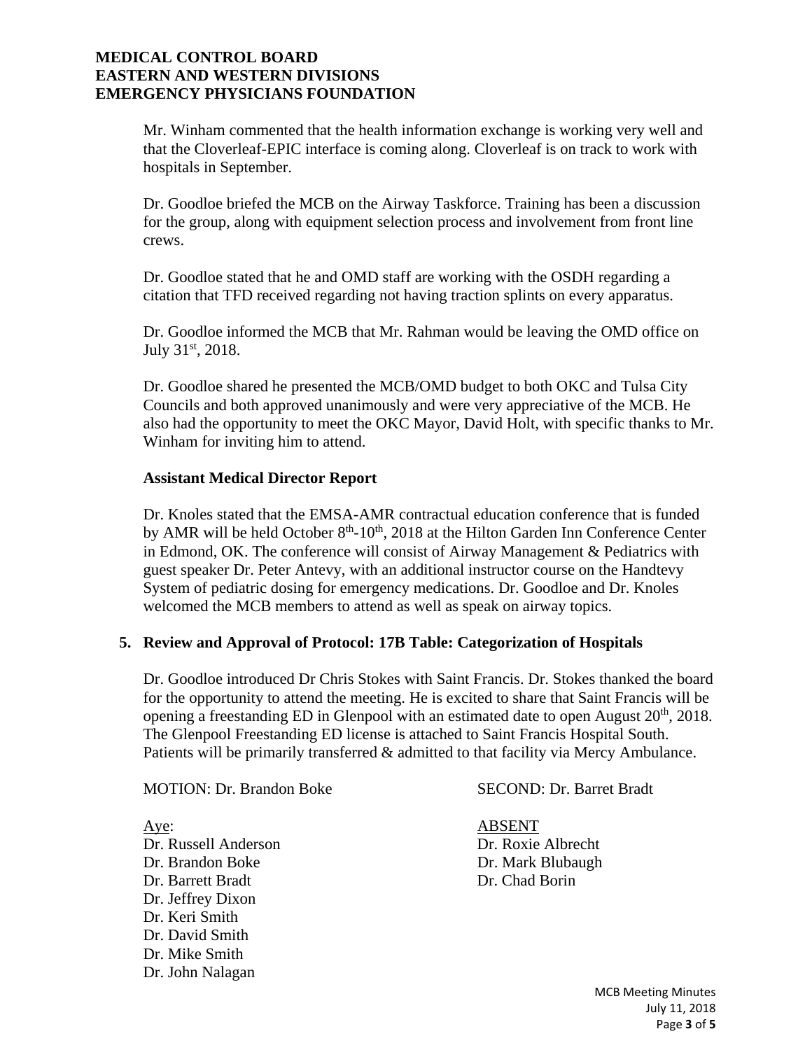Mr. Winham commented that the health information exchange is working very well and that the Cloverleaf-EPIC interface is coming along. Cloverleaf is on track to work with hospitals in September.

Dr. Goodloe briefed the MCB on the Airway Taskforce. Training has been a discussion for the group, along with equipment selection process and involvement from front line crews.

Dr. Goodloe stated that he and OMD staff are working with the OSDH regarding a citation that TFD received regarding not having traction splints on every apparatus.

Dr. Goodloe informed the MCB that Mr. Rahman would be leaving the OMD office on July 31st, 2018.

Dr. Goodloe shared he presented the MCB/OMD budget to both OKC and Tulsa City Councils and both approved unanimously and were very appreciative of the MCB. He also had the opportunity to meet the OKC Mayor, David Holt, with specific thanks to Mr. Winham for inviting him to attend.

**Assistant Medical Director Report**

Dr. Knoles stated that the EMSA-AMR contractual education conference that is funded by AMR will be held October 8th-10th, 2018 at the Hilton Garden Inn Conference Center in Edmond, OK. The conference will consist of Airway Management & Pediatrics with guest speaker Dr. Peter Antevy, with an additional instructor course on the Handtevy System of pediatric dosing for emergency medications. Dr. Goodloe and Dr. Knoles welcomed the MCB members to attend as well as speak on airway topics.

**5. Review and Approval of Protocol: 17B Table: Categorization of Hospitals**

Dr. Goodloe introduced Dr Chris Stokes with Saint Francis. Dr. Stokes thanked the board for the opportunity to attend the meeting. He is excited to share that Saint Francis will be opening a freestanding ED in Glenpool with an estimated date to open August 20th, 2018. The Glenpool Freestanding ED license is attached to Saint Francis Hospital South. Patients will be primarily transferred & admitted to that facility via Mercy Ambulance.

MOTION: Dr. Brandon Boke SECOND: Dr. Barret Bradt

Aye:
Dr. Russell Anderson
Dr. Brandon Boke
Dr. Barrett Bradt
Dr. Jeffrey Dixon
Dr. Keri Smith
Dr. David Smith
Dr. Mike Smith
Dr. John Nalagan

ABSENT
Dr. Roxie Albrecht
Dr. Mark Blubaugh
Dr. Chad Borin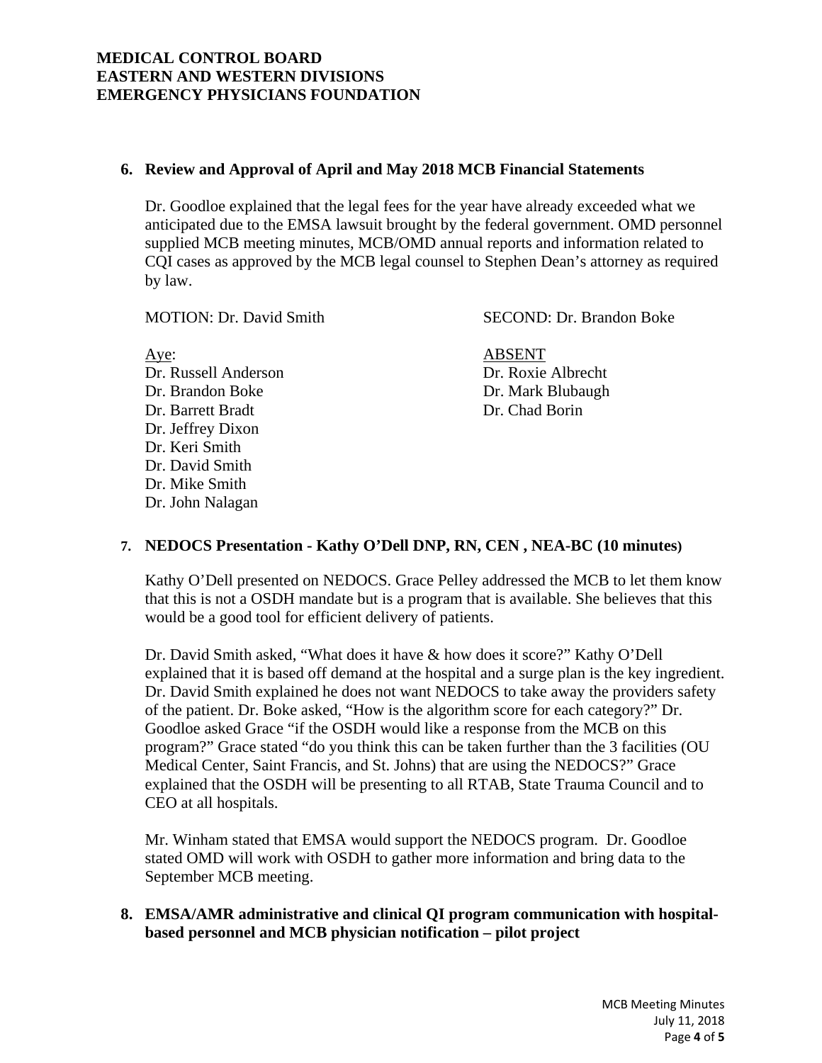**MEDICAL CONTROL BOARD**
**EASTERN AND WESTERN DIVISIONS**
**EMERGENCY PHYSICIANS FOUNDATION**

## 6. Review and Approval of April and May 2018 MCB Financial Statements

Dr. Goodloe explained that the legal fees for the year have already exceeded what we anticipated due to the EMSA lawsuit brought by the federal government. OMD personnel supplied MCB meeting minutes, MCB/OMD annual reports and information related to CQI cases as approved by the MCB legal counsel to Stephen Dean's attorney as required by law.

MOTION: Dr. David Smith SECOND: Dr. Brandon Boke

| Aye: | ABSENT |
|---|---|
| Dr. Russell Anderson | Dr. Roxie Albrecht |
| Dr. Brandon Boke | Dr. Mark Blubaugh |
| Dr. Barrett Bradt | Dr. Chad Borin |
| Dr. Jeffrey Dixon | |
| Dr. Keri Smith | |
| Dr. David Smith | |
| Dr. Mike Smith | |
| Dr. John Nalagan | |

## 7. NEDOCS Presentation - Kathy O'Dell DNP, RN, CEN , NEA-BC (10 minutes)

Kathy O'Dell presented on NEDOCS. Grace Pelley addressed the MCB to let them know that this is not a OSDH mandate but is a program that is available. She believes that this would be a good tool for efficient delivery of patients.

Dr. David Smith asked, "What does it have & how does it score?" Kathy O'Dell explained that it is based off demand at the hospital and a surge plan is the key ingredient. Dr. David Smith explained he does not want NEDOCS to take away the providers safety of the patient. Dr. Boke asked, "How is the algorithm score for each category?" Dr. Goodloe asked Grace "if the OSDH would like a response from the MCB on this program?" Grace stated "do you think this can be taken further than the 3 facilities (OU Medical Center, Saint Francis, and St. Johns) that are using the NEDOCS?" Grace explained that the OSDH will be presenting to all RTAB, State Trauma Council and to CEO at all hospitals.

Mr. Winham stated that EMSA would support the NEDOCS program. Dr. Goodloe stated OMD will work with OSDH to gather more information and bring data to the September MCB meeting.

## 8. EMSA/AMR administrative and clinical QI program communication with hospital-based personnel and MCB physician notification – pilot project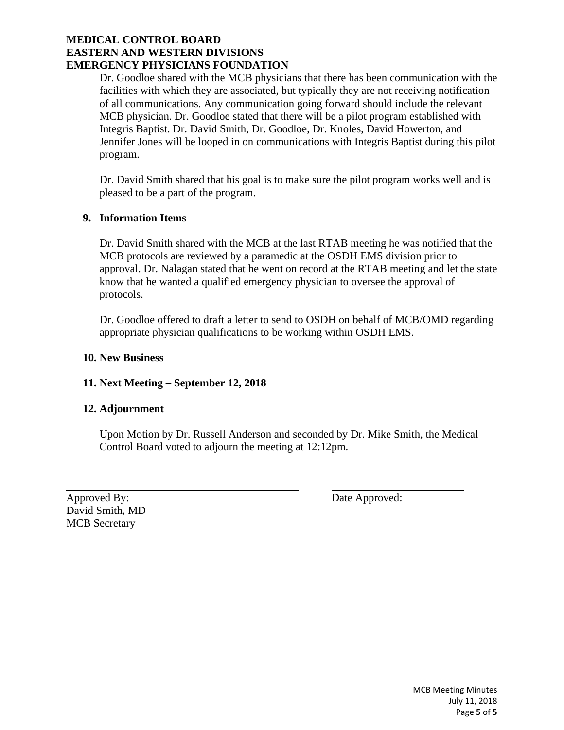**MEDICAL CONTROL BOARD**
**EASTERN AND WESTERN DIVISIONS**
**EMERGENCY PHYSICIANS FOUNDATION**

Dr. Goodloe shared with the MCB physicians that there has been communication with the facilities with which they are associated, but typically they are not receiving notification of all communications. Any communication going forward should include the relevant MCB physician. Dr. Goodloe stated that there will be a pilot program established with Integris Baptist. Dr. David Smith, Dr. Goodloe, Dr. Knoles, David Howerton, and Jennifer Jones will be looped in on communications with Integris Baptist during this pilot program.

Dr. David Smith shared that his goal is to make sure the pilot program works well and is pleased to be a part of the program.

**9. Information Items**

Dr. David Smith shared with the MCB at the last RTAB meeting he was notified that the MCB protocols are reviewed by a paramedic at the OSDH EMS division prior to approval. Dr. Nalagan stated that he went on record at the RTAB meeting and let the state know that he wanted a qualified emergency physician to oversee the approval of protocols.

Dr. Goodloe offered to draft a letter to send to OSDH on behalf of MCB/OMD regarding appropriate physician qualifications to be working within OSDH EMS.

**10. New Business**

**11. Next Meeting – September 12, 2018**

**12. Adjournment**

Upon Motion by Dr. Russell Anderson and seconded by Dr. Mike Smith, the Medical Control Board voted to adjourn the meeting at 12:12pm.

\_\_\_\_\_\_\_\_\_\_\_\_\_\_\_\_\_\_\_\_\_\_\_\_\_\_\_\_\_\_\_\_\_\_\_\_\_\_\_\_ \_\_\_\_\_\_\_\_\_\_\_\_\_\_\_\_\_\_\_\_\_\_\_\_

Approved By: Date Approved:
David Smith, MD
MCB Secretary